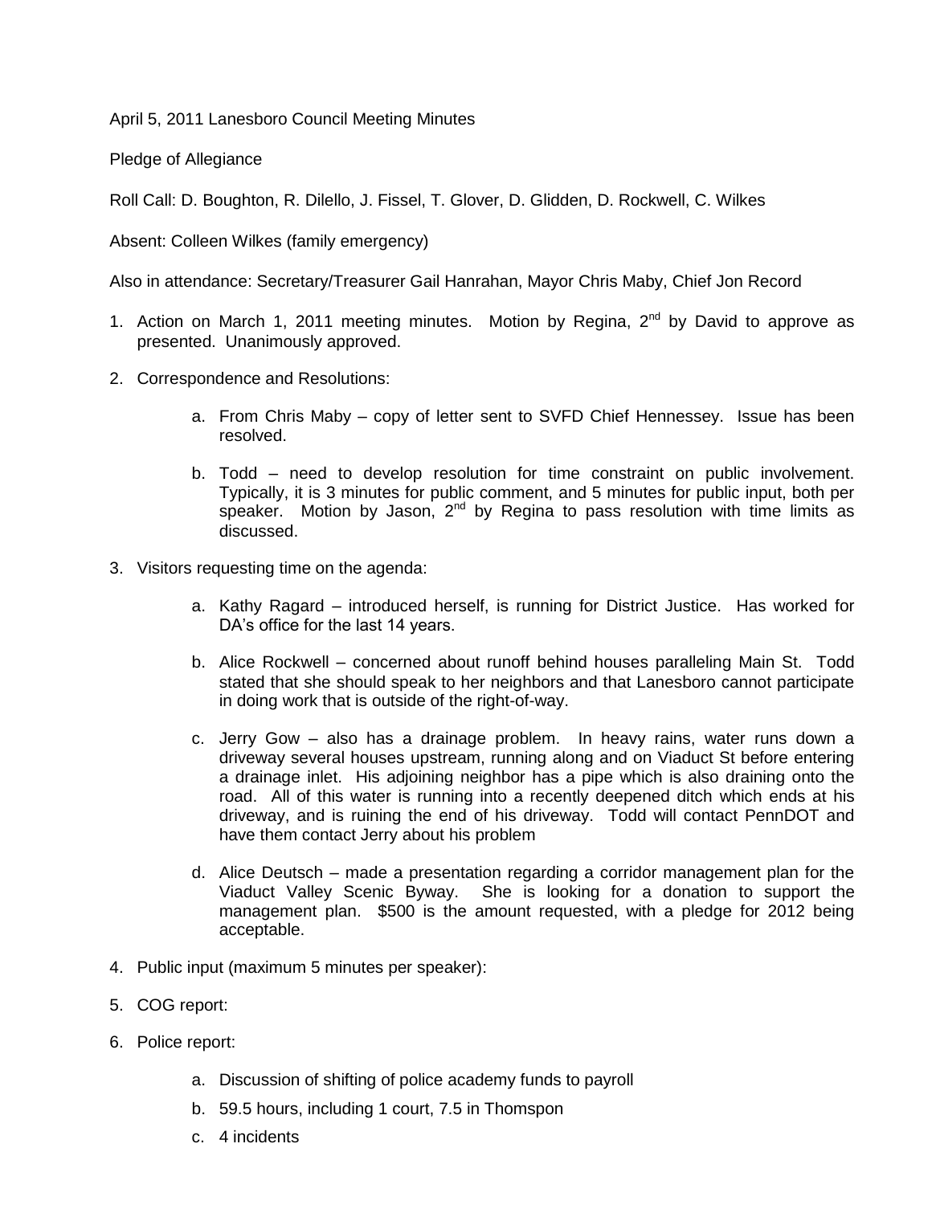April 5, 2011 Lanesboro Council Meeting Minutes

Pledge of Allegiance

Roll Call: D. Boughton, R. Dilello, J. Fissel, T. Glover, D. Glidden, D. Rockwell, C. Wilkes

Absent: Colleen Wilkes (family emergency)

Also in attendance: Secretary/Treasurer Gail Hanrahan, Mayor Chris Maby, Chief Jon Record

1. Action on March 1, 2011 meeting minutes. Motion by Regina, 2nd by David to approve as presented. Unanimously approved.
2. Correspondence and Resolutions:
   a. From Chris Maby – copy of letter sent to SVFD Chief Hennessey. Issue has been resolved.
   b. Todd – need to develop resolution for time constraint on public involvement. Typically, it is 3 minutes for public comment, and 5 minutes for public input, both per speaker. Motion by Jason, 2nd by Regina to pass resolution with time limits as discussed.
3. Visitors requesting time on the agenda:
   a. Kathy Ragard – introduced herself, is running for District Justice. Has worked for DA's office for the last 14 years.
   b. Alice Rockwell – concerned about runoff behind houses paralleling Main St. Todd stated that she should speak to her neighbors and that Lanesboro cannot participate in doing work that is outside of the right-of-way.
   c. Jerry Gow – also has a drainage problem. In heavy rains, water runs down a driveway several houses upstream, running along and on Viaduct St before entering a drainage inlet. His adjoining neighbor has a pipe which is also draining onto the road. All of this water is running into a recently deepened ditch which ends at his driveway, and is ruining the end of his driveway. Todd will contact PennDOT and have them contact Jerry about his problem
   d. Alice Deutsch – made a presentation regarding a corridor management plan for the Viaduct Valley Scenic Byway. She is looking for a donation to support the management plan. $500 is the amount requested, with a pledge for 2012 being acceptable.
4. Public input (maximum 5 minutes per speaker):
5. COG report:
6. Police report:
   a. Discussion of shifting of police academy funds to payroll
   b. 59.5 hours, including 1 court, 7.5 in Thomspon
   c. 4 incidents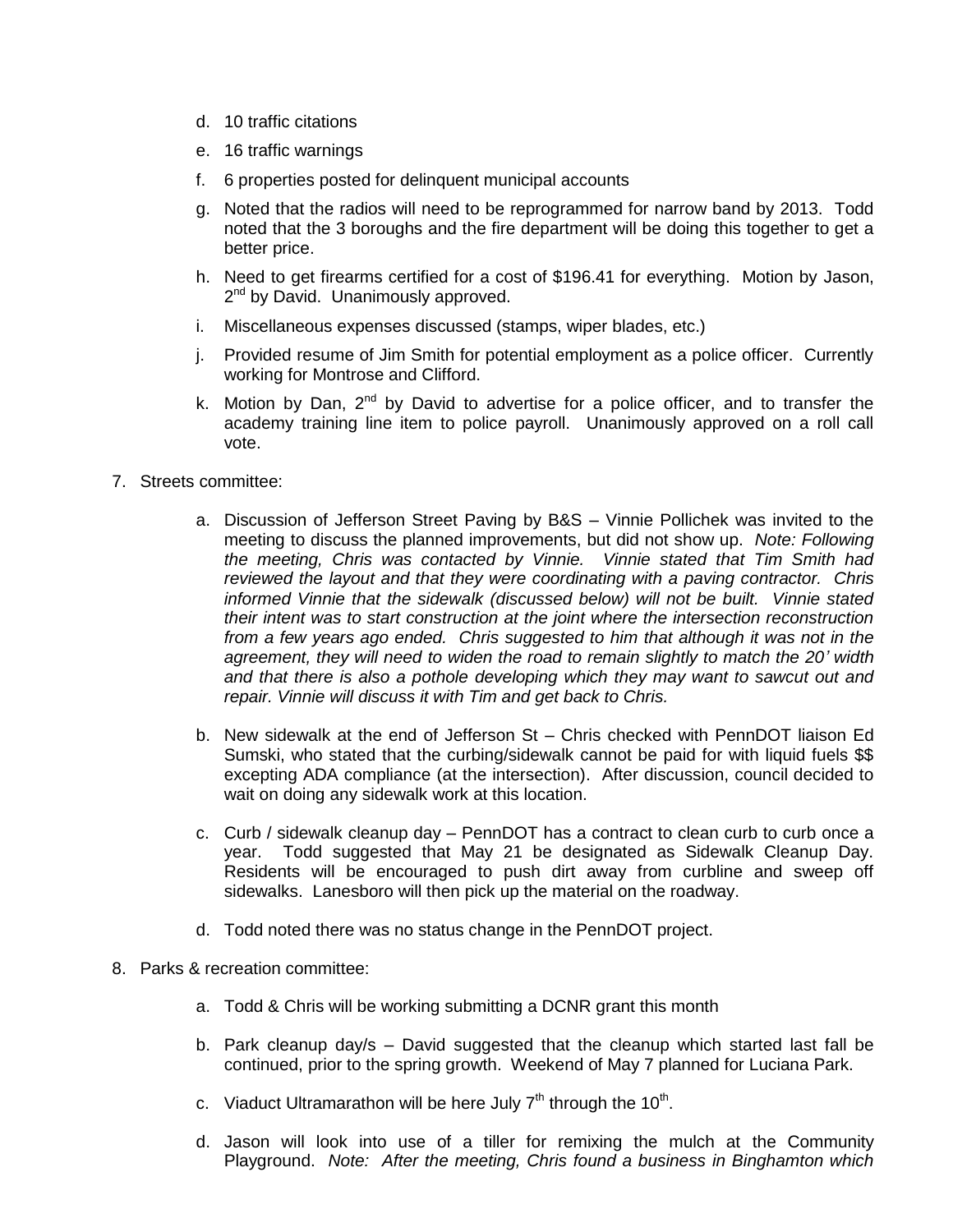d. 10 traffic citations

e. 16 traffic warnings

f. 6 properties posted for delinquent municipal accounts

g. Noted that the radios will need to be reprogrammed for narrow band by 2013. Todd noted that the 3 boroughs and the fire department will be doing this together to get a better price.

h. Need to get firearms certified for a cost of $196.41 for everything. Motion by Jason, 2nd by David. Unanimously approved.

i. Miscellaneous expenses discussed (stamps, wiper blades, etc.)

j. Provided resume of Jim Smith for potential employment as a police officer. Currently working for Montrose and Clifford.

k. Motion by Dan, 2nd by David to advertise for a police officer, and to transfer the academy training line item to police payroll. Unanimously approved on a roll call vote.

7. Streets committee:

   a. Discussion of Jefferson Street Paving by B&S – Vinnie Pollichek was invited to the meeting to discuss the planned improvements, but did not show up. *Note: Following the meeting, Chris was contacted by Vinnie. Vinnie stated that Tim Smith had reviewed the layout and that they were coordinating with a paving contractor. Chris informed Vinnie that the sidewalk (discussed below) will not be built. Vinnie stated their intent was to start construction at the joint where the intersection reconstruction from a few years ago ended. Chris suggested to him that although it was not in the agreement, they will need to widen the road to remain slightly to match the 20' width and that there is also a pothole developing which they may want to sawcut out and repair. Vinnie will discuss it with Tim and get back to Chris.*

   b. New sidewalk at the end of Jefferson St – Chris checked with PennDOT liaison Ed Sumski, who stated that the curbing/sidewalk cannot be paid for with liquid fuels $$ excepting ADA compliance (at the intersection). After discussion, council decided to wait on doing any sidewalk work at this location.

   c. Curb / sidewalk cleanup day – PennDOT has a contract to clean curb to curb once a year. Todd suggested that May 21 be designated as Sidewalk Cleanup Day. Residents will be encouraged to push dirt away from curbline and sweep off sidewalks. Lanesboro will then pick up the material on the roadway.

   d. Todd noted there was no status change in the PennDOT project.

8. Parks & recreation committee:

   a. Todd & Chris will be working submitting a DCNR grant this month

   b. Park cleanup day/s – David suggested that the cleanup which started last fall be continued, prior to the spring growth. Weekend of May 7 planned for Luciana Park.

   c. Viaduct Ultramarathon will be here July 7th through the 10th.

   d. Jason will look into use of a tiller for remixing the mulch at the Community Playground. *Note: After the meeting, Chris found a business in Binghamton which*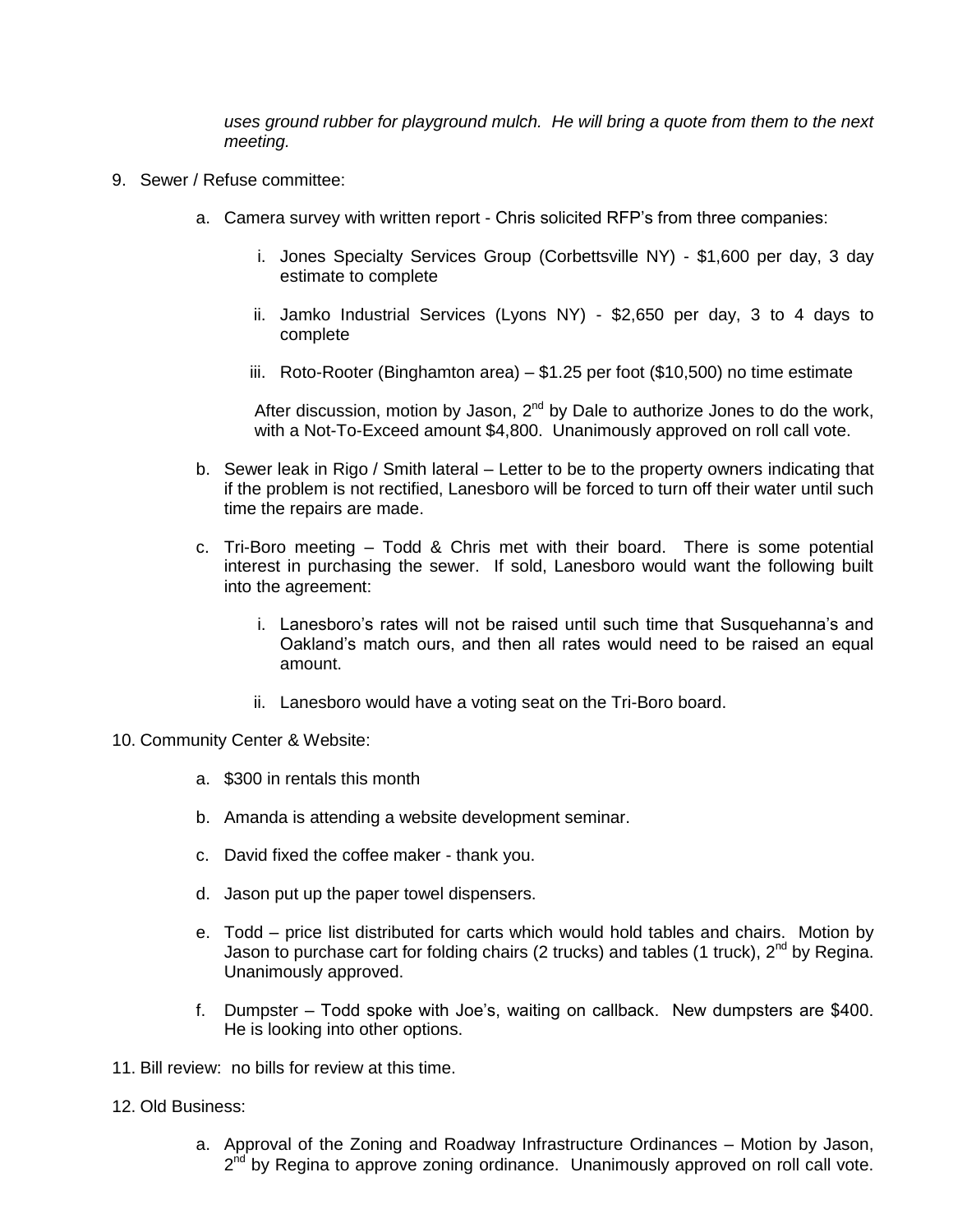*uses ground rubber for playground mulch. He will bring a quote from them to the next meeting.*

9. Sewer / Refuse committee:

    a. Camera survey with written report - Chris solicited RFP's from three companies:

        i. Jones Specialty Services Group (Corbettsville NY) - $1,600 per day, 3 day estimate to complete

        ii. Jamko Industrial Services (Lyons NY) - $2,650 per day, 3 to 4 days to complete

        iii. Roto-Rooter (Binghamton area) – $1.25 per foot ($10,500) no time estimate

        After discussion, motion by Jason, 2nd by Dale to authorize Jones to do the work, with a Not-To-Exceed amount $4,800. Unanimously approved on roll call vote.

    b. Sewer leak in Rigo / Smith lateral – Letter to be to the property owners indicating that if the problem is not rectified, Lanesboro will be forced to turn off their water until such time the repairs are made.

    c. Tri-Boro meeting – Todd & Chris met with their board. There is some potential interest in purchasing the sewer. If sold, Lanesboro would want the following built into the agreement:

        i. Lanesboro's rates will not be raised until such time that Susquehanna's and Oakland's match ours, and then all rates would need to be raised an equal amount.

        ii. Lanesboro would have a voting seat on the Tri-Boro board.

10. Community Center & Website:

    a. $300 in rentals this month

    b. Amanda is attending a website development seminar.

    c. David fixed the coffee maker - thank you.

    d. Jason put up the paper towel dispensers.

    e. Todd – price list distributed for carts which would hold tables and chairs. Motion by Jason to purchase cart for folding chairs (2 trucks) and tables (1 truck), 2nd by Regina. Unanimously approved.

    f. Dumpster – Todd spoke with Joe's, waiting on callback. New dumpsters are $400. He is looking into other options.

11. Bill review: no bills for review at this time.

12. Old Business:

    a. Approval of the Zoning and Roadway Infrastructure Ordinances – Motion by Jason, 2nd by Regina to approve zoning ordinance. Unanimously approved on roll call vote.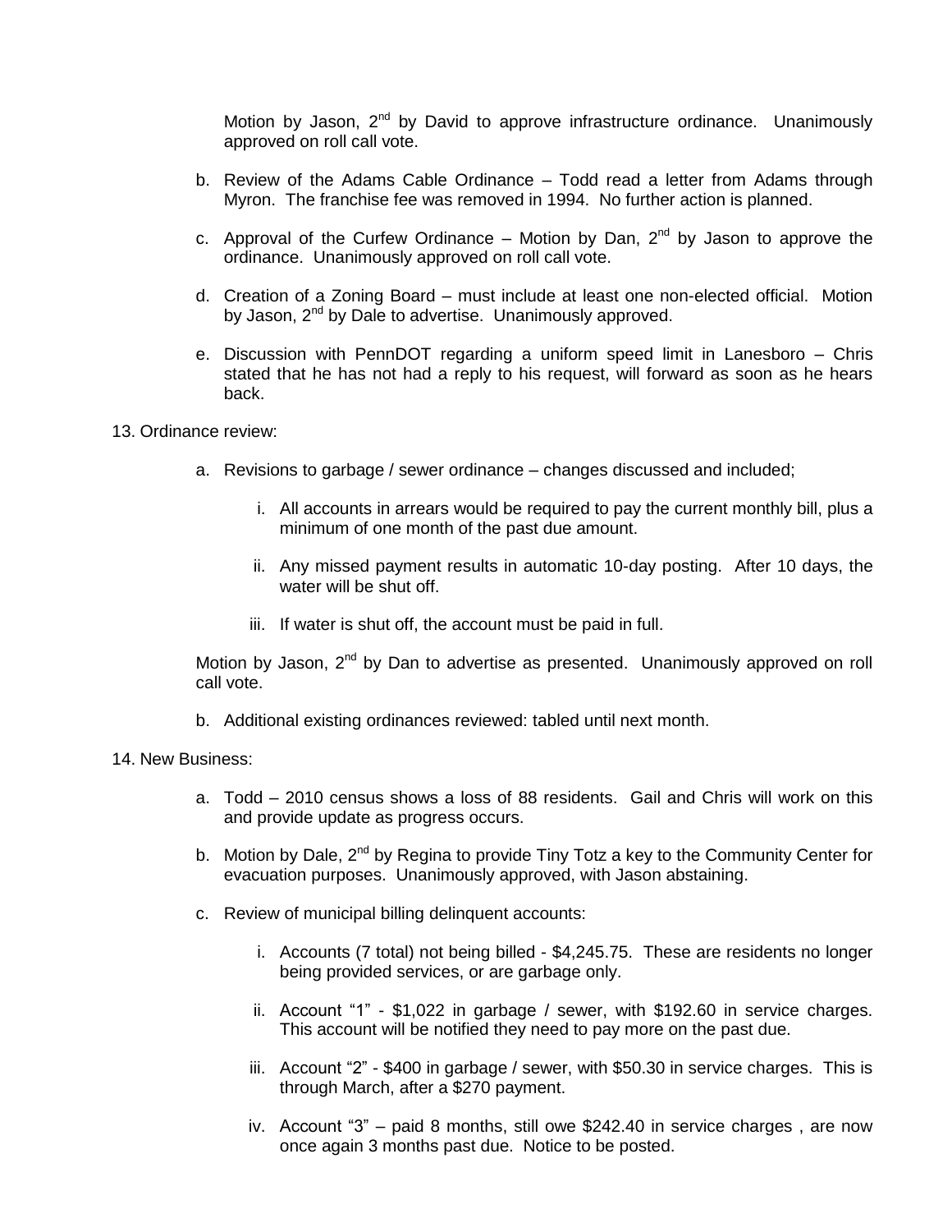Motion by Jason, 2nd by David to approve infrastructure ordinance. Unanimously approved on roll call vote.

b. Review of the Adams Cable Ordinance – Todd read a letter from Adams through Myron. The franchise fee was removed in 1994. No further action is planned.

c. Approval of the Curfew Ordinance – Motion by Dan, 2nd by Jason to approve the ordinance. Unanimously approved on roll call vote.

d. Creation of a Zoning Board – must include at least one non-elected official. Motion by Jason, 2nd by Dale to advertise. Unanimously approved.

e. Discussion with PennDOT regarding a uniform speed limit in Lanesboro – Chris stated that he has not had a reply to his request, will forward as soon as he hears back.

13. Ordinance review:

a. Revisions to garbage / sewer ordinance – changes discussed and included;

i. All accounts in arrears would be required to pay the current monthly bill, plus a minimum of one month of the past due amount.

ii. Any missed payment results in automatic 10-day posting. After 10 days, the water will be shut off.

iii. If water is shut off, the account must be paid in full.

Motion by Jason, 2nd by Dan to advertise as presented. Unanimously approved on roll call vote.

b. Additional existing ordinances reviewed: tabled until next month.

14. New Business:

a. Todd – 2010 census shows a loss of 88 residents. Gail and Chris will work on this and provide update as progress occurs.

b. Motion by Dale, 2nd by Regina to provide Tiny Totz a key to the Community Center for evacuation purposes. Unanimously approved, with Jason abstaining.

c. Review of municipal billing delinquent accounts:

i. Accounts (7 total) not being billed - $4,245.75. These are residents no longer being provided services, or are garbage only.

ii. Account "1" - $1,022 in garbage / sewer, with $192.60 in service charges. This account will be notified they need to pay more on the past due.

iii. Account "2" - $400 in garbage / sewer, with $50.30 in service charges. This is through March, after a $270 payment.

iv. Account "3" – paid 8 months, still owe $242.40 in service charges , are now once again 3 months past due. Notice to be posted.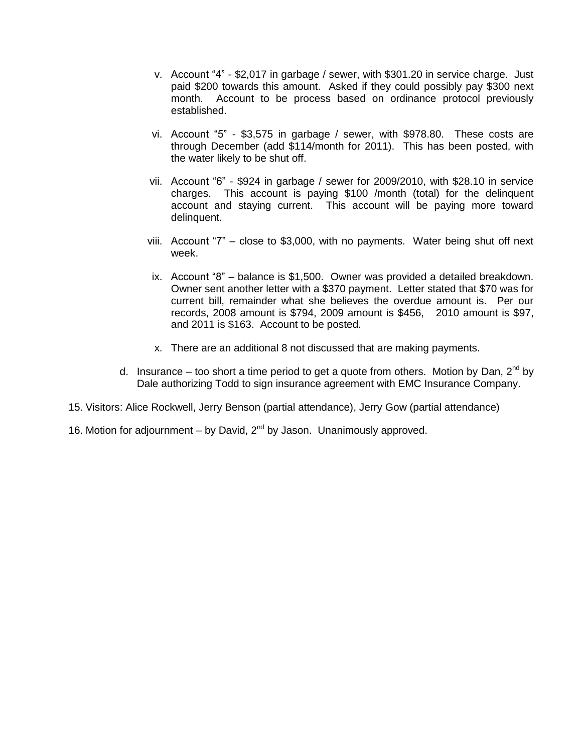v. Account "4" - $2,017 in garbage / sewer, with $301.20 in service charge. Just paid $200 towards this amount. Asked if they could possibly pay $300 next month. Account to be process based on ordinance protocol previously established.

vi. Account "5" - $3,575 in garbage / sewer, with $978.80. These costs are through December (add $114/month for 2011). This has been posted, with the water likely to be shut off.

vii. Account "6" - $924 in garbage / sewer for 2009/2010, with $28.10 in service charges. This account is paying $100 /month (total) for the delinquent account and staying current. This account will be paying more toward delinquent.

viii. Account "7" – close to $3,000, with no payments. Water being shut off next week.

ix. Account "8" – balance is $1,500. Owner was provided a detailed breakdown. Owner sent another letter with a $370 payment. Letter stated that $70 was for current bill, remainder what she believes the overdue amount is. Per our records, 2008 amount is $794, 2009 amount is $456, 2010 amount is $97, and 2011 is $163. Account to be posted.

x. There are an additional 8 not discussed that are making payments.

d. Insurance – too short a time period to get a quote from others. Motion by Dan, 2nd by Dale authorizing Todd to sign insurance agreement with EMC Insurance Company.

15. Visitors: Alice Rockwell, Jerry Benson (partial attendance), Jerry Gow (partial attendance)

16. Motion for adjournment – by David, 2nd by Jason. Unanimously approved.